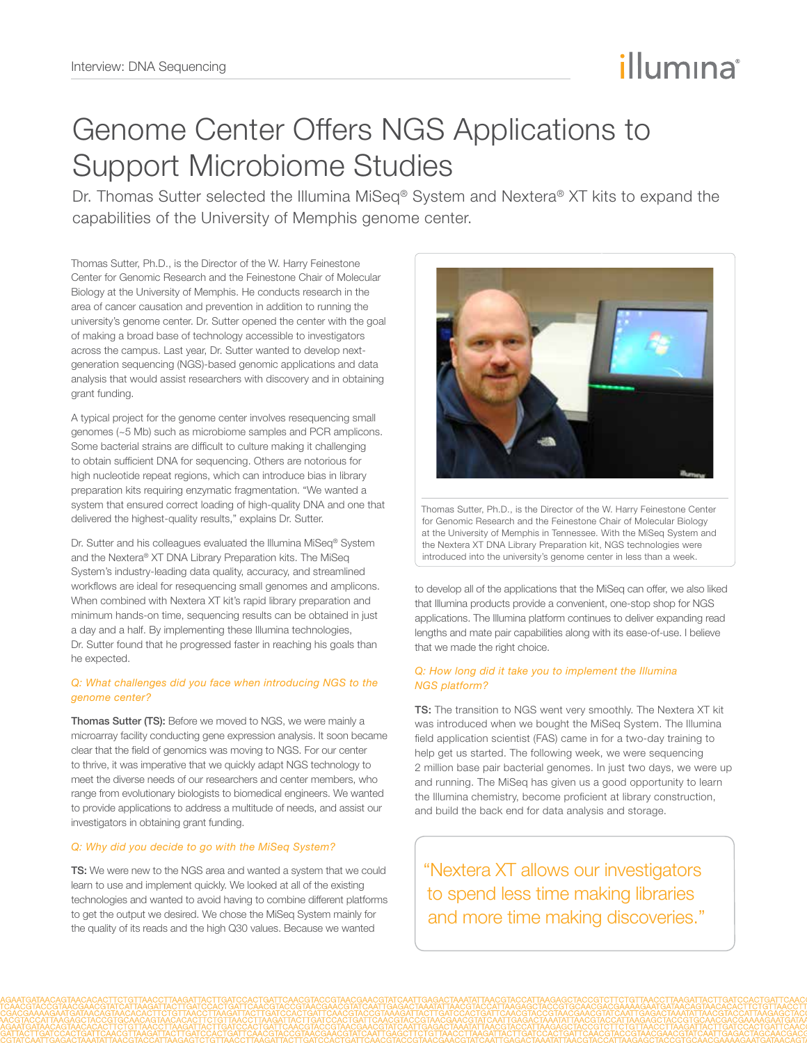Interview: DNA Sequencing

# Genome Center Offers NGS Applications to Support Microbiome Studies

Dr. Thomas Sutter selected the Illumina MiSeq® System and Nextera® XT kits to expand the capabilities of the University of Memphis genome center.

Thomas Sutter, Ph.D., is the Director of the W. Harry Feinestone Center for Genomic Research and the Feinestone Chair of Molecular Biology at the University of Memphis. He conducts research in the area of cancer causation and prevention in addition to running the university's genome center. Dr. Sutter opened the center with the goal of making a broad base of technology accessible to investigators across the campus. Last year, Dr. Sutter wanted to develop next-generation sequencing (NGS)-based genomic applications and data analysis that would assist researchers with discovery and in obtaining grant funding.

A typical project for the genome center involves resequencing small genomes (~5 Mb) such as microbiome samples and PCR amplicons. Some bacterial strains are difficult to culture making it challenging to obtain sufficient DNA for sequencing. Others are notorious for high nucleotide repeat regions, which can introduce bias in library preparation kits requiring enzymatic fragmentation. "We wanted a system that ensured correct loading of high-quality DNA and one that delivered the highest-quality results," explains Dr. Sutter.

Dr. Sutter and his colleagues evaluated the Illumina MiSeq® System and the Nextera® XT DNA Library Preparation kits. The MiSeq System's industry-leading data quality, accuracy, and streamlined workflows are ideal for resequencing small genomes and amplicons. When combined with Nextera XT kit's rapid library preparation and minimum hands-on time, sequencing results can be obtained in just a day and a half. By implementing these Illumina technologies, Dr. Sutter found that he progressed faster in reaching his goals than he expected.

Thomas Sutter, Ph.D., is the Director of the W. Harry Feinestone Center for Genomic Research and the Feinestone Chair of Molecular Biology at the University of Memphis in Tennessee. With the MiSeq System and the Nextera XT DNA Library Preparation kit, NGS technologies were introduced into the university's genome center in less than a week.

### *Q: What challenges did you face when introducing NGS to the genome center?*

**Thomas Sutter (TS):** Before we moved to NGS, we were mainly a microarray facility conducting gene expression analysis. It soon became clear that the field of genomics was moving to NGS. For our center to thrive, it was imperative that we quickly adapt NGS technology to meet the diverse needs of our researchers and center members, who range from evolutionary biologists to biomedical engineers. We wanted to provide applications to address a multitude of needs, and assist our investigators in obtaining grant funding.

### *Q: Why did you decide to go with the MiSeq System?*

**TS:** We were new to the NGS area and wanted a system that we could learn to use and implement quickly. We looked at all of the existing technologies and wanted to avoid having to combine different platforms to get the output we desired. We chose the MiSeq System mainly for the quality of its reads and the high Q30 values. Because we wanted to develop all of the applications that the MiSeq can offer, we also liked that Illumina products provide a convenient, one-stop shop for NGS applications. The Illumina platform continues to deliver expanding read lengths and mate pair capabilities along with its ease-of-use. I believe that we made the right choice.

### *Q: How long did it take you to implement the Illumina NGS platform?*

**TS:** The transition to NGS went very smoothly. The Nextera XT kit was introduced when we bought the MiSeq System. The Illumina field application scientist (FAS) came in for a two-day training to help get us started. The following week, we were sequencing 2 million base pair bacterial genomes. In just two days, we were up and running. The MiSeq has given us a good opportunity to learn the Illumina chemistry, become proficient at library construction, and build the back end for data analysis and storage.

> "Nextera XT allows our investigators to spend less time making libraries and more time making discoveries."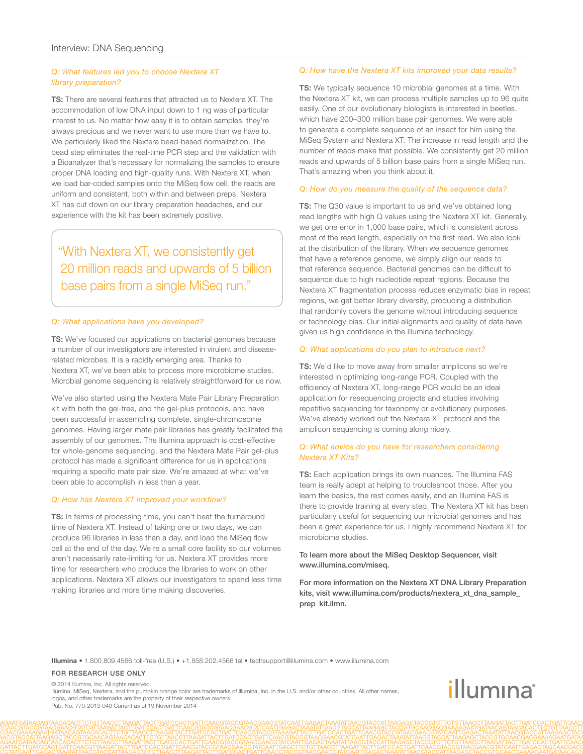## Q: What features led you to choose Nextera XT library preparation?

**TS:** There are several features that attracted us to Nextera XT. The accommodation of low DNA input down to 1 ng was of particular interest to us. No matter how easy it is to obtain samples, they're always precious and we never want to use more than we have to. We particularly liked the Nextera bead-based normalization. The bead step eliminates the real-time PCR step and the validation with a Bioanalyzer that's necessary for normalizing the samples to ensure proper DNA loading and high-quality runs. With Nextera XT, when we load bar-coded samples onto the MiSeq flow cell, the reads are uniform and consistent, both within and between preps. Nextera XT has cut down on our library preparation headaches, and our experience with the kit has been extremely positive.

> "With Nextera XT, we consistently get 20 million reads and upwards of 5 billion base pairs from a single MiSeq run."

## Q: What applications have you developed?

**TS:** We've focused our applications on bacterial genomes because a number of our investigators are interested in virulent and disease-related microbes. It is a rapidly emerging area. Thanks to Nextera XT, we've been able to process more microbiome studies. Microbial genome sequencing is relatively straightforward for us now.

We've also started using the Nextera Mate Pair Library Preparation kit with both the gel-free, and the gel-plus protocols, and have been successful in assembling complete, single-chromosome genomes. Having larger mate pair libraries has greatly facilitated the assembly of our genomes. The Illumina approach is cost-effective for whole-genome sequencing, and the Nextera Mate Pair gel-plus protocol has made a significant difference for us in applications requiring a specific mate pair size. We're amazed at what we've been able to accomplish in less than a year.

## Q: How has Nextera XT improved your workflow?

**TS:** In terms of processing time, you can't beat the turnaround time of Nextera XT. Instead of taking one or two days, we can produce 96 libraries in less than a day, and load the MiSeq flow cell at the end of the day. We're a small core facility so our volumes aren't necessarily rate-limiting for us. Nextera XT provides more time for researchers who produce the libraries to work on other applications. Nextera XT allows our investigators to spend less time making libraries and more time making discoveries.

## Q: How have the Nextera XT kits improved your data results?

**TS:** We typically sequence 10 microbial genomes at a time. With the Nextera XT kit, we can process multiple samples up to 96 quite easily. One of our evolutionary biologists is interested in beetles, which have 200–300 million base pair genomes. We were able to generate a complete sequence of an insect for him using the MiSeq System and Nextera XT. The increase in read length and the number of reads make that possible. We consistently get 20 million reads and upwards of 5 billion base pairs from a single MiSeq run. That's amazing when you think about it.

## Q: How do you measure the quality of the sequence data?

**TS:** The Q30 value is important to us and we've obtained long read lengths with high Q values using the Nextera XT kit. Generally, we get one error in 1,000 base pairs, which is consistent across most of the read length, especially on the first read. We also look at the distribution of the library. When we sequence genomes that have a reference genome, we simply align our reads to that reference sequence. Bacterial genomes can be difficult to sequence due to high nucleotide repeat regions. Because the Nextera XT fragmentation process reduces enzymatic bias in repeat regions, we get better library diversity, producing a distribution that randomly covers the genome without introducing sequence or technology bias. Our initial alignments and quality of data have given us high confidence in the Illumina technology.

## Q: What applications do you plan to introduce next?

**TS:** We'd like to move away from smaller amplicons so we're interested in optimizing long-range PCR. Coupled with the efficiency of Nextera XT, long-range PCR would be an ideal application for resequencing projects and studies involving repetitive sequencing for taxonomy or evolutionary purposes. We've already worked out the Nextera XT protocol and the amplicon sequencing is coming along nicely.

## Q: What advice do you have for researchers considering Nextera XT Kits?

**TS:** Each application brings its own nuances. The Illumina FAS team is really adept at helping to troubleshoot those. After you learn the basics, the rest comes easily, and an Illumina FAS is there to provide training at every step. The Nextera XT kit has been particularly useful for sequencing our microbial genomes and has been a great experience for us. I highly recommend Nextera XT for microbiome studies.

**To learn more about the MiSeq Desktop Sequencer, visit www.illumina.com/miseq.**

**For more information on the Nextera XT DNA Library Preparation kits, visit www.illumina.com/products/nextera_xt_dna_sample_prep_kit.ilmn.**

**Illumina** • 1.800.809.4566 toll-free (U.S.) • +1.858.202.4566 tel • techsupport@illumina.com • www.illumina.com

FOR RESEARCH USE ONLY

© 2014 Illumina, Inc. All rights reserved.
Illumina, MiSeq, Nextera, and the pumpkin orange color are trademarks of Illumina, Inc. in the U.S. and/or other countries. All other names, logos, and other trademarks are the property of their respective owners.
Pub. No. 770-2013-040 Current as of 19 November 2014